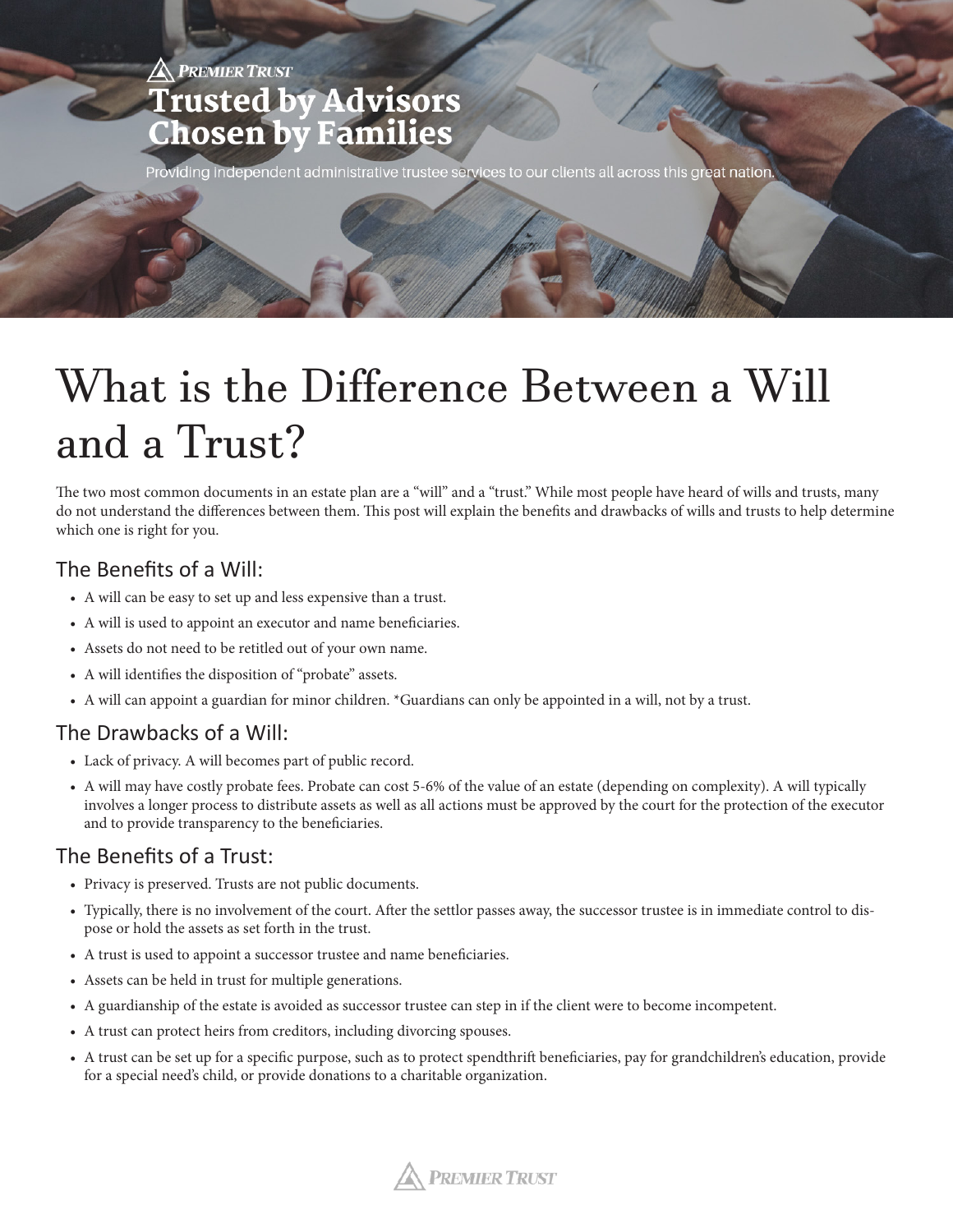PREMIER TRUST

**Trusted by Advisors**
**Chosen by Families**

Providing independent administrative trustee services to our clients all across this great nation.

# What is the Difference Between a Will and a Trust?

The two most common documents in an estate plan are a "will" and a "trust." While most people have heard of wills and trusts, many do not understand the differences between them. This post will explain the benefits and drawbacks of wills and trusts to help determine which one is right for you.

## The Benefits of a Will:

- A will can be easy to set up and less expensive than a trust.
- A will is used to appoint an executor and name beneficiaries.
- Assets do not need to be retitled out of your own name.
- A will identifies the disposition of "probate" assets.
- A will can appoint a guardian for minor children. *Guardians can only be appointed in a will, not by a trust.

## The Drawbacks of a Will:

- Lack of privacy. A will becomes part of public record.
- A will may have costly probate fees. Probate can cost 5-6% of the value of an estate (depending on complexity). A will typically involves a longer process to distribute assets as well as all actions must be approved by the court for the protection of the executor and to provide transparency to the beneficiaries.

## The Benefits of a Trust:

- Privacy is preserved. Trusts are not public documents.
- Typically, there is no involvement of the court. After the settlor passes away, the successor trustee is in immediate control to dispose or hold the assets as set forth in the trust.
- A trust is used to appoint a successor trustee and name beneficiaries.
- Assets can be held in trust for multiple generations.
- A guardianship of the estate is avoided as successor trustee can step in if the client were to become incompetent.
- A trust can protect heirs from creditors, including divorcing spouses.
- A trust can be set up for a specific purpose, such as to protect spendthrift beneficiaries, pay for grandchildren's education, provide for a special need's child, or provide donations to a charitable organization.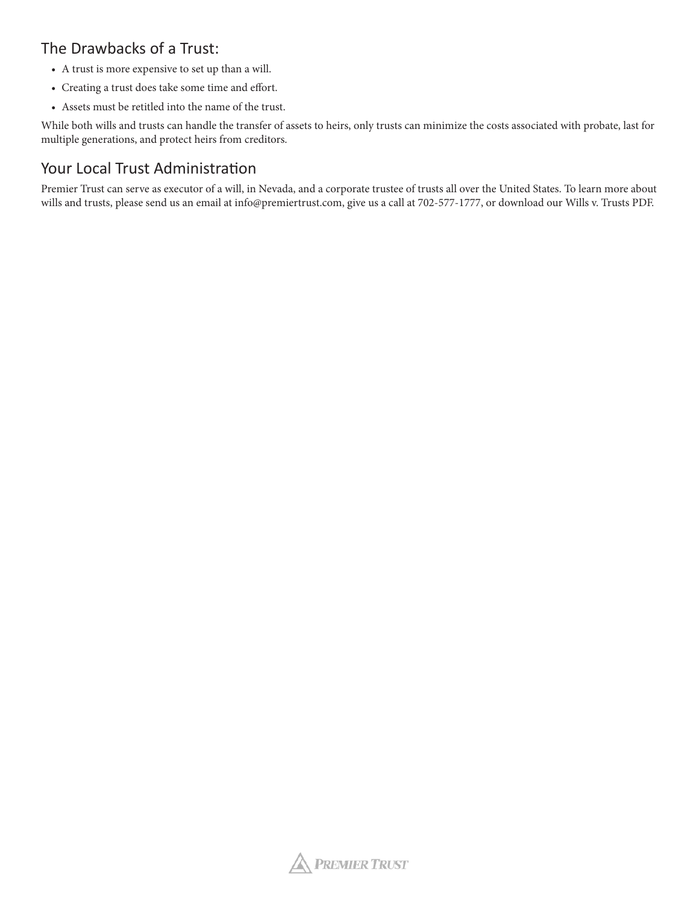## The Drawbacks of a Trust:

- A trust is more expensive to set up than a will.
- Creating a trust does take some time and effort.
- Assets must be retitled into the name of the trust.

While both wills and trusts can handle the transfer of assets to heirs, only trusts can minimize the costs associated with probate, last for multiple generations, and protect heirs from creditors.

## Your Local Trust Administration

Premier Trust can serve as executor of a will, in Nevada, and a corporate trustee of trusts all over the United States. To learn more about wills and trusts, please send us an email at info@premiertrust.com, give us a call at 702-577-1777, or download our Wills v. Trusts PDF.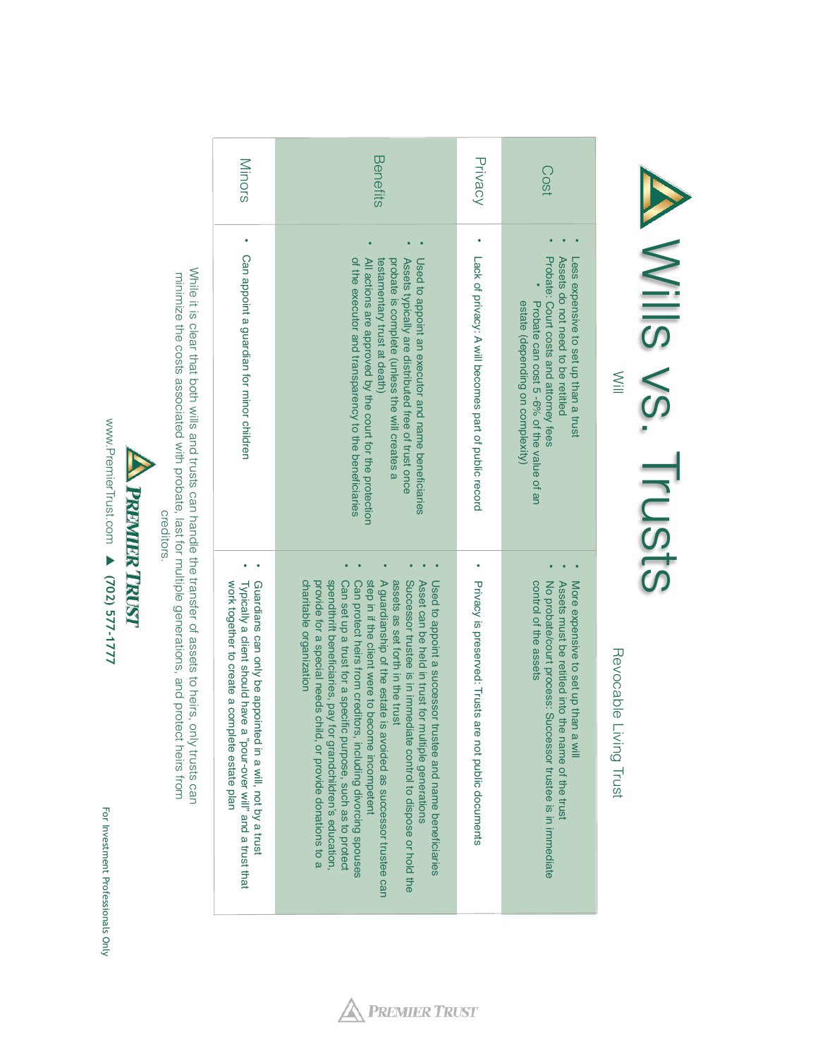# Wills vs. Trusts

| | Will | Revocable Living Trust |
|---|---|---|
| Cost | • Less expensive to set up than a trust<br>• Assets do not need to be retitled<br>• Probate: Court costs and attorney fees<br>  • Probate can cost 5 -6% of the value of an estate (depending on complexity) | • More expensive to set up than a will<br>• Assets must be retitled into the name of the trust<br>• No probate/court process: Successor trustee is in immediate control of the assets |
| Privacy | • Lack of privacy: A will becomes part of public record | • Privacy is preserved: Trusts are not public documents |
| Benefits | • Used to appoint an executor and name beneficiaries<br>• Assets typically are distributed free of trust once probate is complete (unless the will creates a testamentary trust at death)<br>• All actions are approved by the court for the protection of the executor and transparency to the beneficiaries | • Used to appoint a successor trustee and name beneficiaries<br>• Asset can be held in trust for multiple generations<br>• Successor trustee is in immediate control to dispose or hold the assets as set forth in the trust<br>• A guardianship of the estate is avoided as successor trustee can step in if the client were to become incompetent<br>• Can protect heirs from creditors, including divorcing spouses<br>• Can set up a trust for a specific purpose, such as to protect spendthrift beneficiaries, pay for grandchildren's education, provide for a special needs child, or provide donations to a charitable organization |
| Minors | • Can appoint a guardian for minor children | • Guardians can only be appointed in a will, not by a trust<br>• Typically a client should have a "pour-over will" and a trust that work together to create a complete estate plan |

While it is clear that both wills and trusts can handle the transfer of assets to heirs, only trusts can minimize the costs associated with probate, last for multiple generations, and protect heirs from creditors.

**PREMIER TRUST**

www.PremierTrust.com ▲ **(702) 577-1777**

For Investment Professionals Only